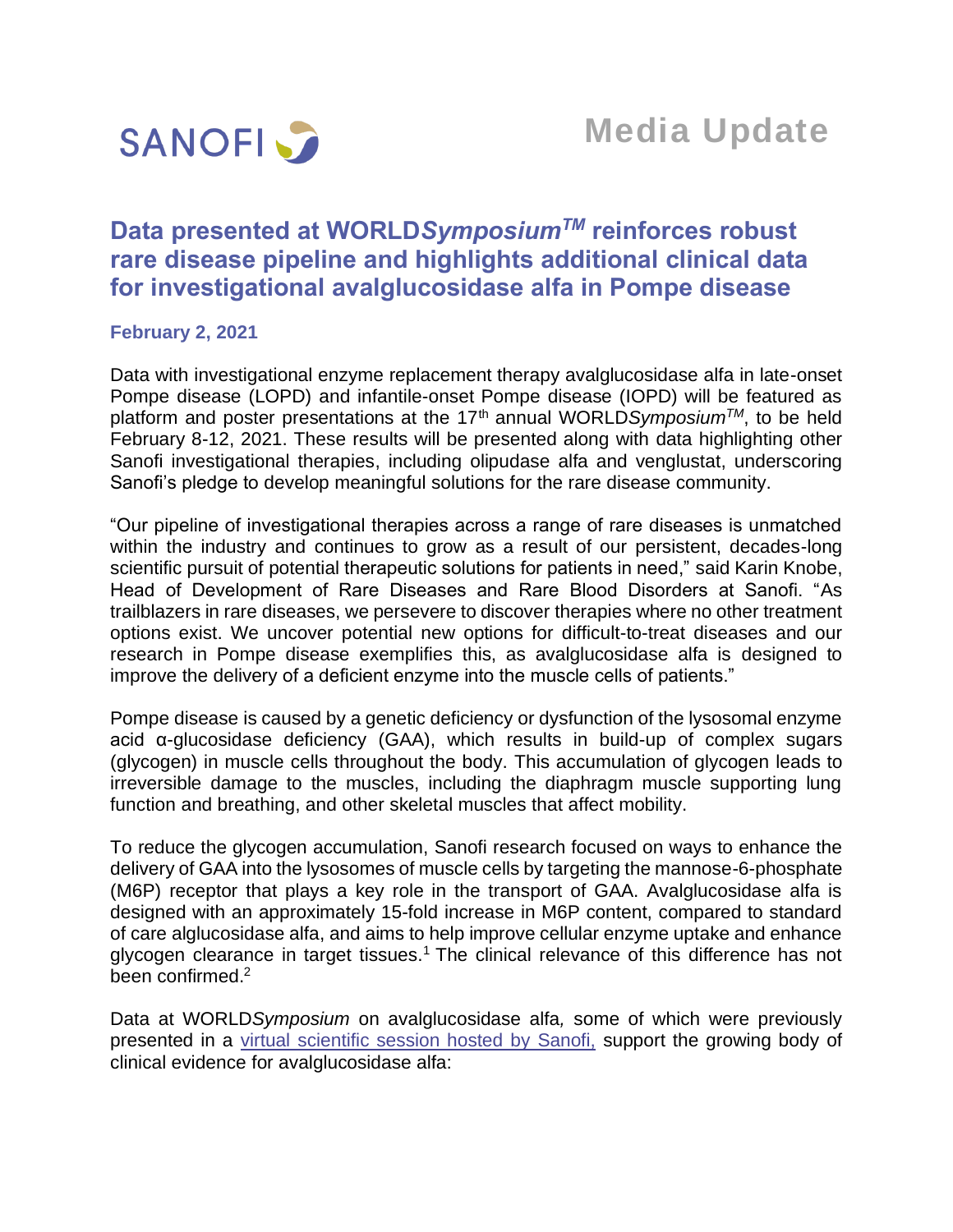SANOFI

**Media Update**

# Data presented at WORLD*Symposium*™ reinforces robust rare disease pipeline and highlights additional clinical data for investigational avalglucosidase alfa in Pompe disease

**February 2, 2021**

Data with investigational enzyme replacement therapy avalglucosidase alfa in late-onset Pompe disease (LOPD) and infantile-onset Pompe disease (IOPD) will be featured as platform and poster presentations at the 17th annual WORLD*Symposium*™, to be held February 8-12, 2021. These results will be presented along with data highlighting other Sanofi investigational therapies, including olipudase alfa and venglustat, underscoring Sanofi's pledge to develop meaningful solutions for the rare disease community.

"Our pipeline of investigational therapies across a range of rare diseases is unmatched within the industry and continues to grow as a result of our persistent, decades-long scientific pursuit of potential therapeutic solutions for patients in need," said Karin Knobe, Head of Development of Rare Diseases and Rare Blood Disorders at Sanofi. "As trailblazers in rare diseases, we persevere to discover therapies where no other treatment options exist. We uncover potential new options for difficult-to-treat diseases and our research in Pompe disease exemplifies this, as avalglucosidase alfa is designed to improve the delivery of a deficient enzyme into the muscle cells of patients."

Pompe disease is caused by a genetic deficiency or dysfunction of the lysosomal enzyme acid α-glucosidase deficiency (GAA), which results in build-up of complex sugars (glycogen) in muscle cells throughout the body. This accumulation of glycogen leads to irreversible damage to the muscles, including the diaphragm muscle supporting lung function and breathing, and other skeletal muscles that affect mobility.

To reduce the glycogen accumulation, Sanofi research focused on ways to enhance the delivery of GAA into the lysosomes of muscle cells by targeting the mannose-6-phosphate (M6P) receptor that plays a key role in the transport of GAA. Avalglucosidase alfa is designed with an approximately 15-fold increase in M6P content, compared to standard of care alglucosidase alfa, and aims to help improve cellular enzyme uptake and enhance glycogen clearance in target tissues.[1] The clinical relevance of this difference has not been confirmed.[2]

Data at WORLD*Symposium* on avalglucosidase alfa, some of which were previously presented in a [virtual scientific session hosted by Sanofi,](virtual scientific session hosted by Sanofi) support the growing body of clinical evidence for avalglucosidase alfa: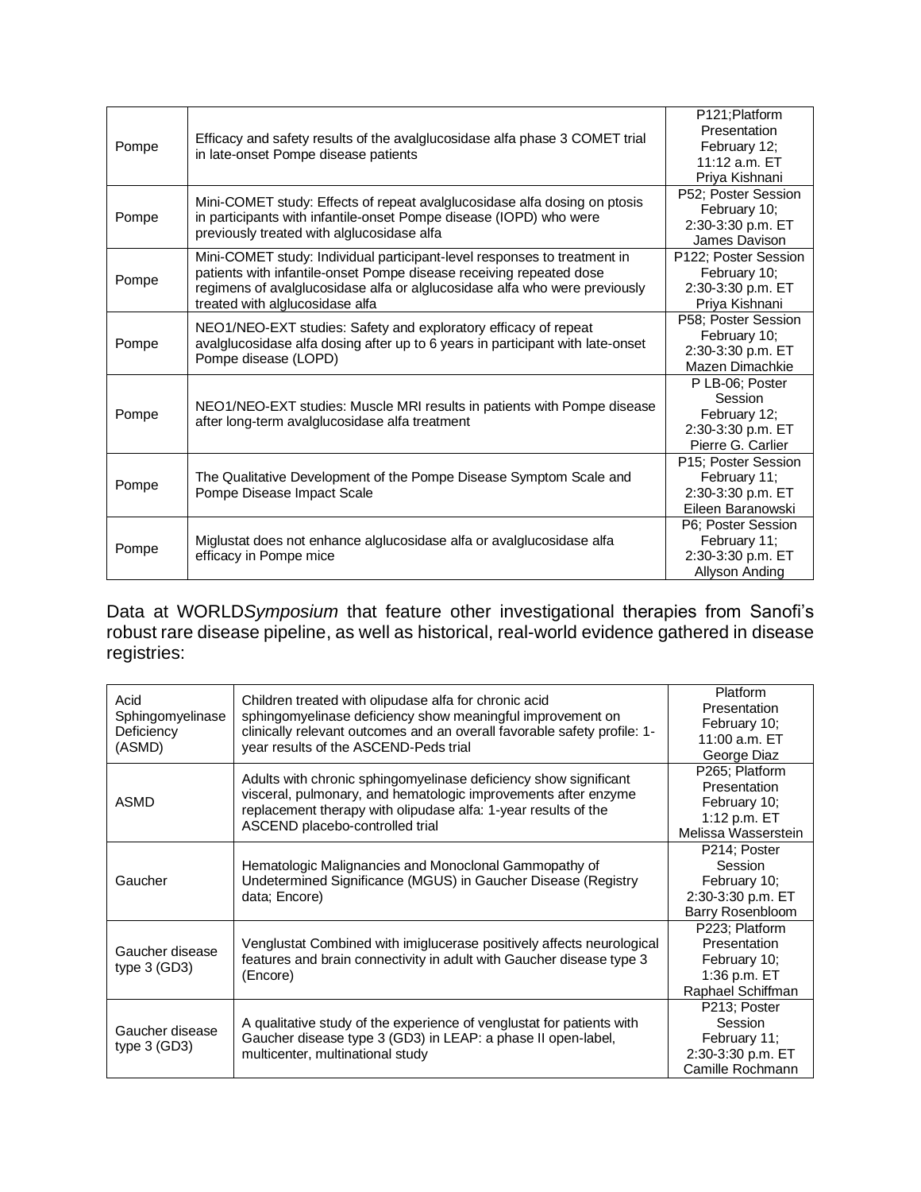| Pompe | Efficacy and safety results of the avalglucosidase alfa phase 3 COMET trial in late-onset Pompe disease patients | P121;Platform Presentation February 12; 11:12 a.m. ET Priya Kishnani |
|---|---|---|
| Pompe | Mini-COMET study: Effects of repeat avalglucosidase alfa dosing on ptosis in participants with infantile-onset Pompe disease (IOPD) who were previously treated with alglucosidase alfa | P52; Poster Session February 10; 2:30-3:30 p.m. ET James Davison |
| Pompe | Mini-COMET study: Individual participant-level responses to treatment in patients with infantile-onset Pompe disease receiving repeated dose regimens of avalglucosidase alfa or alglucosidase alfa who were previously treated with alglucosidase alfa | P122; Poster Session February 10; 2:30-3:30 p.m. ET Priya Kishnani |
| Pompe | NEO1/NEO-EXT studies: Safety and exploratory efficacy of repeat avalglucosidase alfa dosing after up to 6 years in participant with late-onset Pompe disease (LOPD) | P58; Poster Session February 10; 2:30-3:30 p.m. ET Mazen Dimachkie |
| Pompe | NEO1/NEO-EXT studies: Muscle MRI results in patients with Pompe disease after long-term avalglucosidase alfa treatment | P LB-06; Poster Session February 12; 2:30-3:30 p.m. ET Pierre G. Carlier |
| Pompe | The Qualitative Development of the Pompe Disease Symptom Scale and Pompe Disease Impact Scale | P15; Poster Session February 11; 2:30-3:30 p.m. ET Eileen Baranowski |
| Pompe | Miglustat does not enhance alglucosidase alfa or avalglucosidase alfa efficacy in Pompe mice | P6; Poster Session February 11; 2:30-3:30 p.m. ET Allyson Anding |

Data at WORLD*Symposium* that feature other investigational therapies from Sanofi's robust rare disease pipeline, as well as historical, real-world evidence gathered in disease registries:

| Acid Sphingomyelinase Deficiency (ASMD) | Children treated with olipudase alfa for chronic acid sphingomyelinase deficiency show meaningful improvement on clinically relevant outcomes and an overall favorable safety profile: 1-year results of the ASCEND-Peds trial | Platform Presentation February 10; 11:00 a.m. ET George Diaz |
|---|---|---|
| ASMD | Adults with chronic sphingomyelinase deficiency show significant visceral, pulmonary, and hematologic improvements after enzyme replacement therapy with olipudase alfa: 1-year results of the ASCEND placebo-controlled trial | P265; Platform Presentation February 10; 1:12 p.m. ET Melissa Wasserstein |
| Gaucher | Hematologic Malignancies and Monoclonal Gammopathy of Undetermined Significance (MGUS) in Gaucher Disease (Registry data; Encore) | P214; Poster Session February 10; 2:30-3:30 p.m. ET Barry Rosenbloom |
| Gaucher disease type 3 (GD3) | Venglustat Combined with imiglucerase positively affects neurological features and brain connectivity in adult with Gaucher disease type 3 (Encore) | P223; Platform Presentation February 10; 1:36 p.m. ET Raphael Schiffman |
| Gaucher disease type 3 (GD3) | A qualitative study of the experience of venglustat for patients with Gaucher disease type 3 (GD3) in LEAP: a phase II open-label, multicenter, multinational study | P213; Poster Session February 11; 2:30-3:30 p.m. ET Camille Rochmann |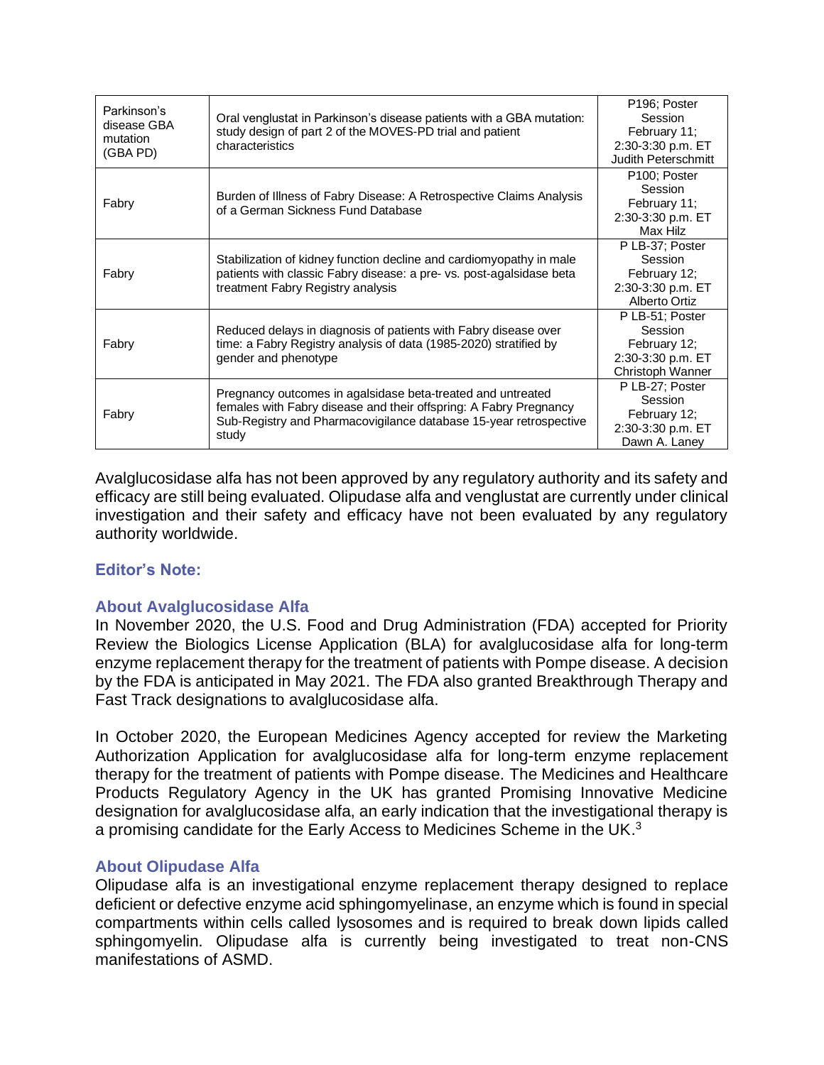| Parkinson's disease GBA mutation (GBA PD) | Oral venglustat in Parkinson's disease patients with a GBA mutation: study design of part 2 of the MOVES-PD trial and patient characteristics | P196; Poster Session February 11; 2:30-3:30 p.m. ET Judith Peterschmitt |
|---|---|---|
| Fabry | Burden of Illness of Fabry Disease: A Retrospective Claims Analysis of a German Sickness Fund Database | P100; Poster Session February 11; 2:30-3:30 p.m. ET Max Hilz |
| Fabry | Stabilization of kidney function decline and cardiomyopathy in male patients with classic Fabry disease: a pre- vs. post-agalsidase beta treatment Fabry Registry analysis | P LB-37; Poster Session February 12; 2:30-3:30 p.m. ET Alberto Ortiz |
| Fabry | Reduced delays in diagnosis of patients with Fabry disease over time: a Fabry Registry analysis of data (1985-2020) stratified by gender and phenotype | P LB-51; Poster Session February 12; 2:30-3:30 p.m. ET Christoph Wanner |
| Fabry | Pregnancy outcomes in agalsidase beta-treated and untreated females with Fabry disease and their offspring: A Fabry Pregnancy Sub-Registry and Pharmacovigilance database 15-year retrospective study | P LB-27; Poster Session February 12; 2:30-3:30 p.m. ET Dawn A. Laney |

Avalglucosidase alfa has not been approved by any regulatory authority and its safety and efficacy are still being evaluated. Olipudase alfa and venglustat are currently under clinical investigation and their safety and efficacy have not been evaluated by any regulatory authority worldwide.

### Editor's Note:

### About Avalglucosidase Alfa

In November 2020, the U.S. Food and Drug Administration (FDA) accepted for Priority Review the Biologics License Application (BLA) for avalglucosidase alfa for long-term enzyme replacement therapy for the treatment of patients with Pompe disease. A decision by the FDA is anticipated in May 2021. The FDA also granted Breakthrough Therapy and Fast Track designations to avalglucosidase alfa.

In October 2020, the European Medicines Agency accepted for review the Marketing Authorization Application for avalglucosidase alfa for long-term enzyme replacement therapy for the treatment of patients with Pompe disease. The Medicines and Healthcare Products Regulatory Agency in the UK has granted Promising Innovative Medicine designation for avalglucosidase alfa, an early indication that the investigational therapy is a promising candidate for the Early Access to Medicines Scheme in the UK.[3]

### About Olipudase Alfa

Olipudase alfa is an investigational enzyme replacement therapy designed to replace deficient or defective enzyme acid sphingomyelinase, an enzyme which is found in special compartments within cells called lysosomes and is required to break down lipids called sphingomyelin. Olipudase alfa is currently being investigated to treat non-CNS manifestations of ASMD.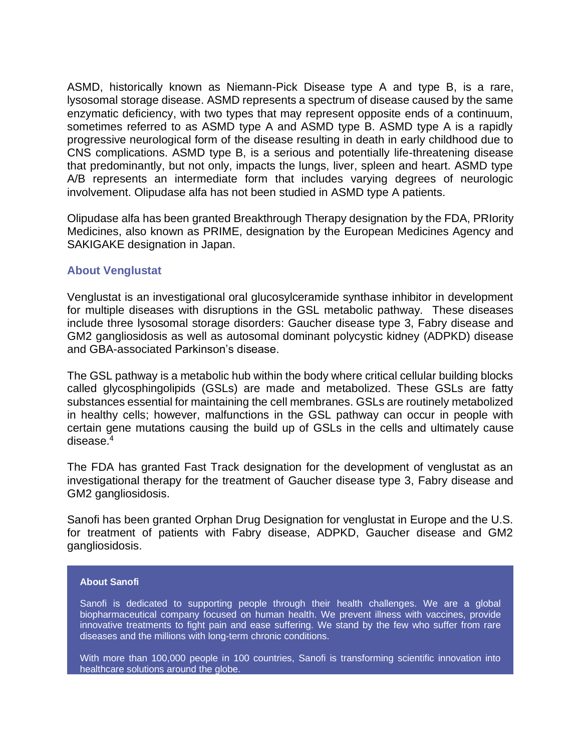ASMD, historically known as Niemann-Pick Disease type A and type B, is a rare, lysosomal storage disease. ASMD represents a spectrum of disease caused by the same enzymatic deficiency, with two types that may represent opposite ends of a continuum, sometimes referred to as ASMD type A and ASMD type B. ASMD type A is a rapidly progressive neurological form of the disease resulting in death in early childhood due to CNS complications. ASMD type B, is a serious and potentially life-threatening disease that predominantly, but not only, impacts the lungs, liver, spleen and heart. ASMD type A/B represents an intermediate form that includes varying degrees of neurologic involvement. Olipudase alfa has not been studied in ASMD type A patients.

Olipudase alfa has been granted Breakthrough Therapy designation by the FDA, PRIority Medicines, also known as PRIME, designation by the European Medicines Agency and SAKIGAKE designation in Japan.

### About Venglustat

Venglustat is an investigational oral glucosylceramide synthase inhibitor in development for multiple diseases with disruptions in the GSL metabolic pathway. These diseases include three lysosomal storage disorders: Gaucher disease type 3, Fabry disease and GM2 gangliosidosis as well as autosomal dominant polycystic kidney (ADPKD) disease and GBA-associated Parkinson's disease.

The GSL pathway is a metabolic hub within the body where critical cellular building blocks called glycosphingolipids (GSLs) are made and metabolized. These GSLs are fatty substances essential for maintaining the cell membranes. GSLs are routinely metabolized in healthy cells; however, malfunctions in the GSL pathway can occur in people with certain gene mutations causing the build up of GSLs in the cells and ultimately cause disease.[4]

The FDA has granted Fast Track designation for the development of venglustat as an investigational therapy for the treatment of Gaucher disease type 3, Fabry disease and GM2 gangliosidosis.

Sanofi has been granted Orphan Drug Designation for venglustat in Europe and the U.S. for treatment of patients with Fabry disease, ADPKD, Gaucher disease and GM2 gangliosidosis.

**About Sanofi**

Sanofi is dedicated to supporting people through their health challenges. We are a global biopharmaceutical company focused on human health. We prevent illness with vaccines, provide innovative treatments to fight pain and ease suffering. We stand by the few who suffer from rare diseases and the millions with long-term chronic conditions.

With more than 100,000 people in 100 countries, Sanofi is transforming scientific innovation into healthcare solutions around the globe.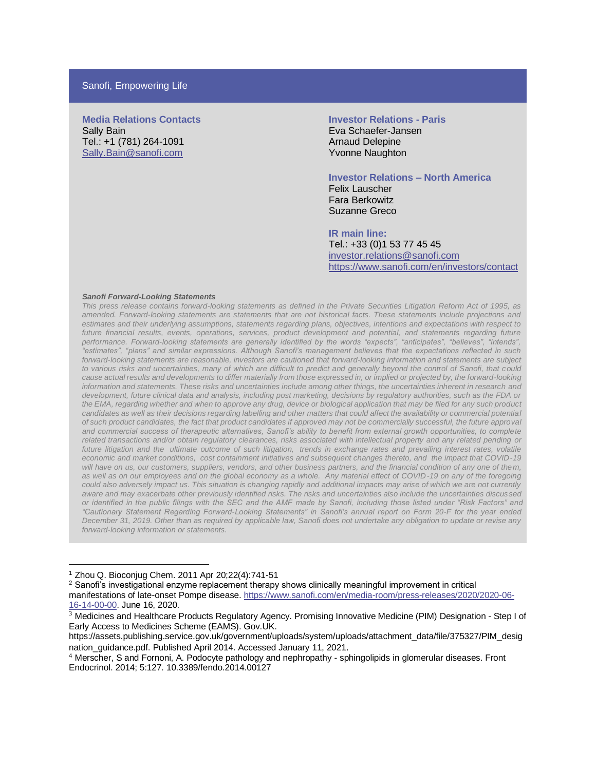Sanofi, Empowering Life

**Media Relations Contacts**
Sally Bain
Tel.: +1 (781) 264-1091
Sally.Bain@sanofi.com

**Investor Relations - Paris**
Eva Schaefer-Jansen
Arnaud Delepine
Yvonne Naughton

**Investor Relations – North America**
Felix Lauscher
Fara Berkowitz
Suzanne Greco

**IR main line:**
Tel.: +33 (0)1 53 77 45 45
investor.relations@sanofi.com
https://www.sanofi.com/en/investors/contact

***Sanofi Forward-Looking Statements***

*This press release contains forward-looking statements as defined in the Private Securities Litigation Reform Act of 1995, as amended. Forward-looking statements are statements that are not historical facts. These statements include projections and estimates and their underlying assumptions, statements regarding plans, objectives, intentions and expectations with respect to future financial results, events, operations, services, product development and potential, and statements regarding future performance. Forward-looking statements are generally identified by the words "expects", "anticipates", "believes", "intends", "estimates", "plans" and similar expressions. Although Sanofi's management believes that the expectations reflected in such forward-looking statements are reasonable, investors are cautioned that forward-looking information and statements are subject to various risks and uncertainties, many of which are difficult to predict and generally beyond the control of Sanofi, that could cause actual results and developments to differ materially from those expressed in, or implied or projected by, the forward-looking information and statements. These risks and uncertainties include among other things, the uncertainties inherent in research and development, future clinical data and analysis, including post marketing, decisions by regulatory authorities, such as the FDA or the EMA, regarding whether and when to approve any drug, device or biological application that may be filed for any such product candidates as well as their decisions regarding labelling and other matters that could affect the availability or commercial potential of such product candidates, the fact that product candidates if approved may not be commercially successful, the future approval and commercial success of therapeutic alternatives, Sanofi's ability to benefit from external growth opportunities, to complete related transactions and/or obtain regulatory clearances, risks associated with intellectual property and any related pending or future litigation and the ultimate outcome of such litigation, trends in exchange rates and prevailing interest rates, volatile economic and market conditions, cost containment initiatives and subsequent changes thereto, and the impact that COVID-19 will have on us, our customers, suppliers, vendors, and other business partners, and the financial condition of any one of them, as well as on our employees and on the global economy as a whole. Any material effect of COVID-19 on any of the foregoing could also adversely impact us. This situation is changing rapidly and additional impacts may arise of which we are not currently aware and may exacerbate other previously identified risks. The risks and uncertainties also include the uncertainties discussed or identified in the public filings with the SEC and the AMF made by Sanofi, including those listed under "Risk Factors" and "Cautionary Statement Regarding Forward-Looking Statements" in Sanofi's annual report on Form 20-F for the year ended December 31, 2019. Other than as required by applicable law, Sanofi does not undertake any obligation to update or revise any forward-looking information or statements.*

---

[1] Zhou Q. Bioconjug Chem. 2011 Apr 20;22(4):741-51

[2] Sanofi's investigational enzyme replacement therapy shows clinically meaningful improvement in critical manifestations of late-onset Pompe disease. https://www.sanofi.com/en/media-room/press-releases/2020/2020-06-16-14-00-00. June 16, 2020.

[3] Medicines and Healthcare Products Regulatory Agency. Promising Innovative Medicine (PIM) Designation - Step I of Early Access to Medicines Scheme (EAMS). Gov.UK. https://assets.publishing.service.gov.uk/government/uploads/system/uploads/attachment_data/file/375327/PIM_designation_guidance.pdf. Published April 2014. Accessed January 11, 2021.

[4] Merscher, S and Fornoni, A. Podocyte pathology and nephropathy - sphingolipids in glomerular diseases. Front Endocrinol. 2014; 5:127. 10.3389/fendo.2014.00127